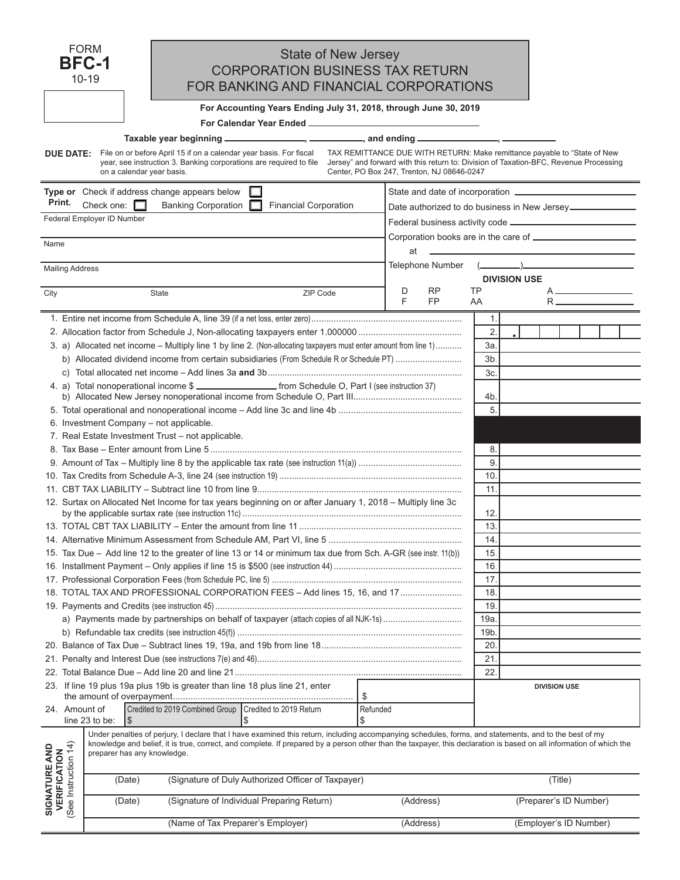FORM **BFC-1** 10-19

# State of New Jersey
## CORPORATION BUSINESS TAX RETURN FOR BANKING AND FINANCIAL CORPORATIONS

**For Accounting Years Ending July 31, 2018, through June 30, 2019**

**For Calendar Year Ended** ______________________

**Taxable year beginning** ______________, ________, **and ending** ______________, ________

**DUE DATE:** File on or before April 15 if on a calendar year basis. For fiscal year, see instruction 3. Banking corporations are required to file on a calendar year basis.

TAX REMITTANCE DUE WITH RETURN: Make remittance payable to "State of New Jersey" and forward with this return to: Division of Taxation-BFC, Revenue Processing Center, PO Box 247, Trenton, NJ 08646-0247

**Type or Print.** Check if address change appears below ☐

Check one: ☐ Banking Corporation ☐ Financial Corporation

Federal Employer ID Number

Name

Mailing Address

City | State | ZIP Code

State and date of incorporation ______________________

Date authorized to do business in New Jersey ______________________

Federal business activity code ______________________

Corporation books are in the care of ______________________

at ______________________

Telephone Number (______)______________________

**DIVISION USE**

D RP TP A ______
F FP AA R ______

| Line | Description | | Amount |
|---|---|---|---|
| 1. | Entire net income from Schedule A, line 39 (if a net loss, enter zero) | 1. | |
| 2. | Allocation factor from Schedule J, Non-allocating taxpayers enter 1.000000 | 2. | . |
| 3. | a) Allocated net income – Multiply line 1 by line 2. (Non-allocating taxpayers must enter amount from line 1) | 3a. | |
| | b) Allocated dividend income from certain subsidiaries (From Schedule R or Schedule PT) | 3b. | |
| | c) Total allocated net income – Add lines 3a **and** 3b | 3c. | |
| 4. | a) Total nonoperational income $ ______________ from Schedule O, Part I (see instruction 37) b) Allocated New Jersey nonoperational income from Schedule O, Part III | 4b. | |
| 5. | Total operational and nonoperational income – Add line 3c and line 4b | 5. | |
| 6. | Investment Company – not applicable. | | |
| 7. | Real Estate Investment Trust – not applicable. | | |
| 8. | Tax Base – Enter amount from Line 5 | 8. | |
| 9. | Amount of Tax – Multiply line 8 by the applicable tax rate (see instruction 11(a)) | 9. | |
| 10. | Tax Credits from Schedule A-3, line 24 (see instruction 19) | 10. | |
| 11. | CBT TAX LIABILITY – Subtract line 10 from line 9 | 11. | |
| 12. | Surtax on Allocated Net Income for tax years beginning on or after January 1, 2018 – Multiply line 3c by the applicable surtax rate (see instruction 11c) | 12. | |
| 13. | TOTAL CBT TAX LIABILITY – Enter the amount from line 11 | 13. | |
| 14. | Alternative Minimum Assessment from Schedule AM, Part VI, line 5 | 14. | |
| 15. | Tax Due – Add line 12 to the greater of line 13 or 14 or minimum tax due from Sch. A-GR (see instr. 11(b)) | 15. | |
| 16. | Installment Payment – Only applies if line 15 is $500 (see instruction 44) | 16. | |
| 17. | Professional Corporation Fees (from Schedule PC, line 5) | 17. | |
| 18. | TOTAL TAX AND PROFESSIONAL CORPORATION FEES – Add lines 15, 16, and 17 | 18. | |
| 19. | Payments and Credits (see instruction 45) | 19. | |
| | a) Payments made by partnerships on behalf of taxpayer (attach copies of all NJK-1s) | 19a. | |
| | b) Refundable tax credits (see instruction 45(f)) | 19b. | |
| 20. | Balance of Tax Due – Subtract lines 19, 19a, and 19b from line 18 | 20. | |
| 21. | Penalty and Interest Due (see instructions 7(e) and 46) | 21. | |
| 22. | Total Balance Due – Add line 20 and line 21 | 22. | |

23. If line 19 plus 19a plus 19b is greater than line 18 plus line 21, enter the amount of overpayment $ ______

| 24. Amount of line 23 to be: | Credited to 2019 Combined Group | Credited to 2019 Return | Refunded |
|---|---|---|---|
| | $ | $ | $ |

**DIVISION USE**

**SIGNATURE AND VERIFICATION** (See Instruction 14)

Under penalties of perjury, I declare that I have examined this return, including accompanying schedules, forms, and statements, and to the best of my knowledge and belief, it is true, correct, and complete. If prepared by a person other than the taxpayer, this declaration is based on all information of which the preparer has any knowledge.

| (Date) | (Signature of Duly Authorized Officer of Taxpayer) | | (Title) |
|---|---|---|---|
| (Date) | (Signature of Individual Preparing Return) | (Address) | (Preparer's ID Number) |
| | (Name of Tax Preparer's Employer) | (Address) | (Employer's ID Number) |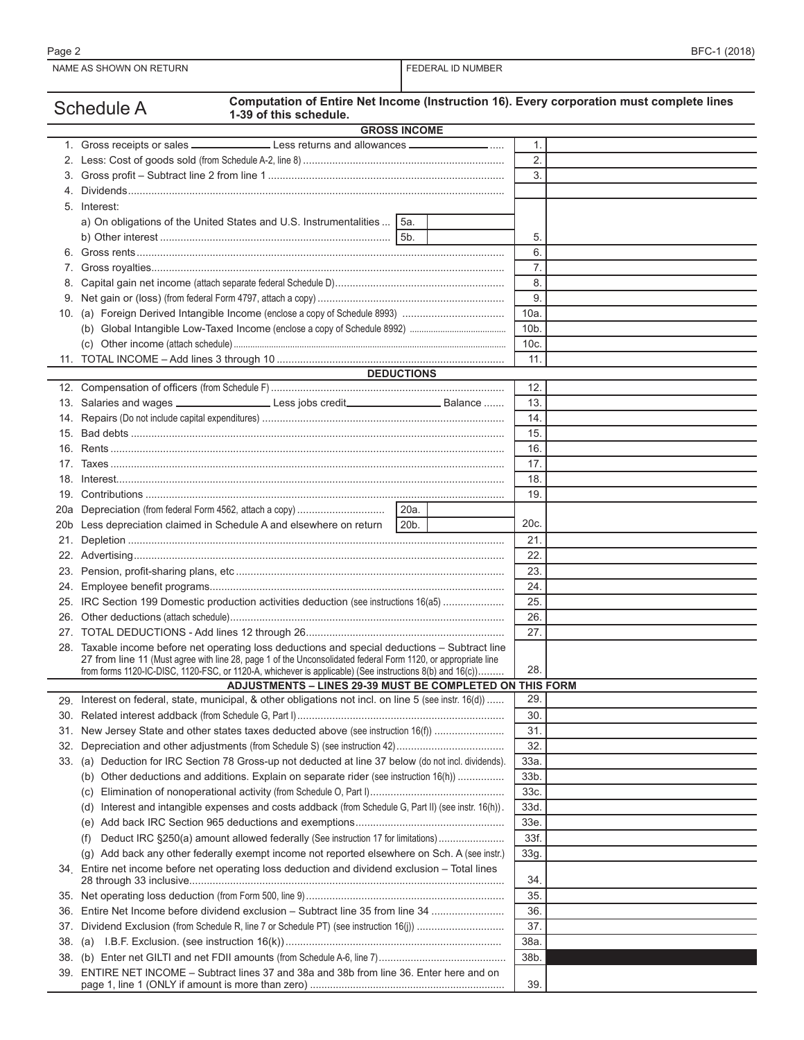NAME AS SHOWN ON RETURN | FEDERAL ID NUMBER

## Schedule A

**Computation of Entire Net Income (Instruction 16). Every corporation must complete lines 1-39 of this schedule.**

| | | |
|---|---|---|
| **GROSS INCOME** | | |
| 1. Gross receipts or sales ______ Less returns and allowances ______ | 1. | |
| 2. Less: Cost of goods sold (from Schedule A-2, line 8) | 2. | |
| 3. Gross profit – Subtract line 2 from line 1 | 3. | |
| 4. Dividends | | |
| 5. Interest: | | |
| a) On obligations of the United States and U.S. Instrumentalities ... 5a. | | |
| b) Other interest ... 5b. | 5. | |
| 6. Gross rents | 6. | |
| 7. Gross royalties | 7. | |
| 8. Capital gain net income (attach separate federal Schedule D) | 8. | |
| 9. Net gain or (loss) (from federal Form 4797, attach a copy) | 9. | |
| 10. (a) Foreign Derived Intangible Income (enclose a copy of Schedule 8993) | 10a. | |
| (b) Global Intangible Low-Taxed Income (enclose a copy of Schedule 8992) | 10b. | |
| (c) Other income (attach schedule) | 10c. | |
| 11. TOTAL INCOME – Add lines 3 through 10 | 11. | |
| **DEDUCTIONS** | | |
| 12. Compensation of officers (from Schedule F) | 12. | |
| 13. Salaries and wages ______ Less jobs credit ______ Balance | 13. | |
| 14. Repairs (Do not include capital expenditures) | 14. | |
| 15. Bad debts | 15. | |
| 16. Rents | 16. | |
| 17. Taxes | 17. | |
| 18. Interest | 18. | |
| 19. Contributions | 19. | |
| 20a Depreciation (from federal Form 4562, attach a copy) ... 20a. | | |
| 20b Less depreciation claimed in Schedule A and elsewhere on return ... 20b. | 20c. | |
| 21. Depletion | 21. | |
| 22. Advertising | 22. | |
| 23. Pension, profit-sharing plans, etc | 23. | |
| 24. Employee benefit programs | 24. | |
| 25. IRC Section 199 Domestic production activities deduction (see instructions 16(a5) | 25. | |
| 26. Other deductions (attach schedule) | 26. | |
| 27. TOTAL DEDUCTIONS - Add lines 12 through 26 | 27. | |
| 28. Taxable income before net operating loss deductions and special deductions – Subtract line 27 from line 11 (Must agree with line 28, page 1 of the Unconsolidated federal Form 1120, or appropriate line from forms 1120-IC-DISC, 1120-FSC, or 1120-A, whichever is applicable) (See instructions 8(b) and 16(c)) | 28. | |
| **ADJUSTMENTS – LINES 29-39 MUST BE COMPLETED ON THIS FORM** | | |
| 29. Interest on federal, state, municipal, & other obligations not incl. on line 5 (see instr. 16(d)) | 29. | |
| 30. Related interest addback (from Schedule G, Part I) | 30. | |
| 31. New Jersey State and other states taxes deducted above (see instruction 16(f)) | 31. | |
| 32. Depreciation and other adjustments (from Schedule S) (see instruction 42) | 32. | |
| 33. (a) Deduction for IRC Section 78 Gross-up not deducted at line 37 below (do not incl. dividends). | 33a. | |
| (b) Other deductions and additions. Explain on separate rider (see instruction 16(h)) | 33b. | |
| (c) Elimination of nonoperational activity (from Schedule O, Part I) | 33c. | |
| (d) Interest and intangible expenses and costs addback (from Schedule G, Part II) (see instr. 16(h)) | 33d. | |
| (e) Add back IRC Section 965 deductions and exemptions | 33e. | |
| (f) Deduct IRC §250(a) amount allowed federally (See instruction 17 for limitations) | 33f. | |
| (g) Add back any other federally exempt income not reported elsewhere on Sch. A (see instr.) | 33g. | |
| 34. Entire net income before net operating loss deduction and dividend exclusion – Total lines 28 through 33 inclusive | 34. | |
| 35. Net operating loss deduction (from Form 500, line 9) | 35. | |
| 36. Entire Net Income before dividend exclusion – Subtract line 35 from line 34 | 36. | |
| 37. Dividend Exclusion (from Schedule R, line 7 or Schedule PT) (see instruction 16(j)) | 37. | |
| 38. (a) I.B.F. Exclusion. (see instruction 16(k)) | 38a. | |
| 38. (b) Enter net GILTI and net FDII amounts (from Schedule A-6, line 7) | 38b. | |
| 39. ENTIRE NET INCOME – Subtract lines 37 and 38a and 38b from line 36. Enter here and on page 1, line 1 (ONLY if amount is more than zero) | 39. | |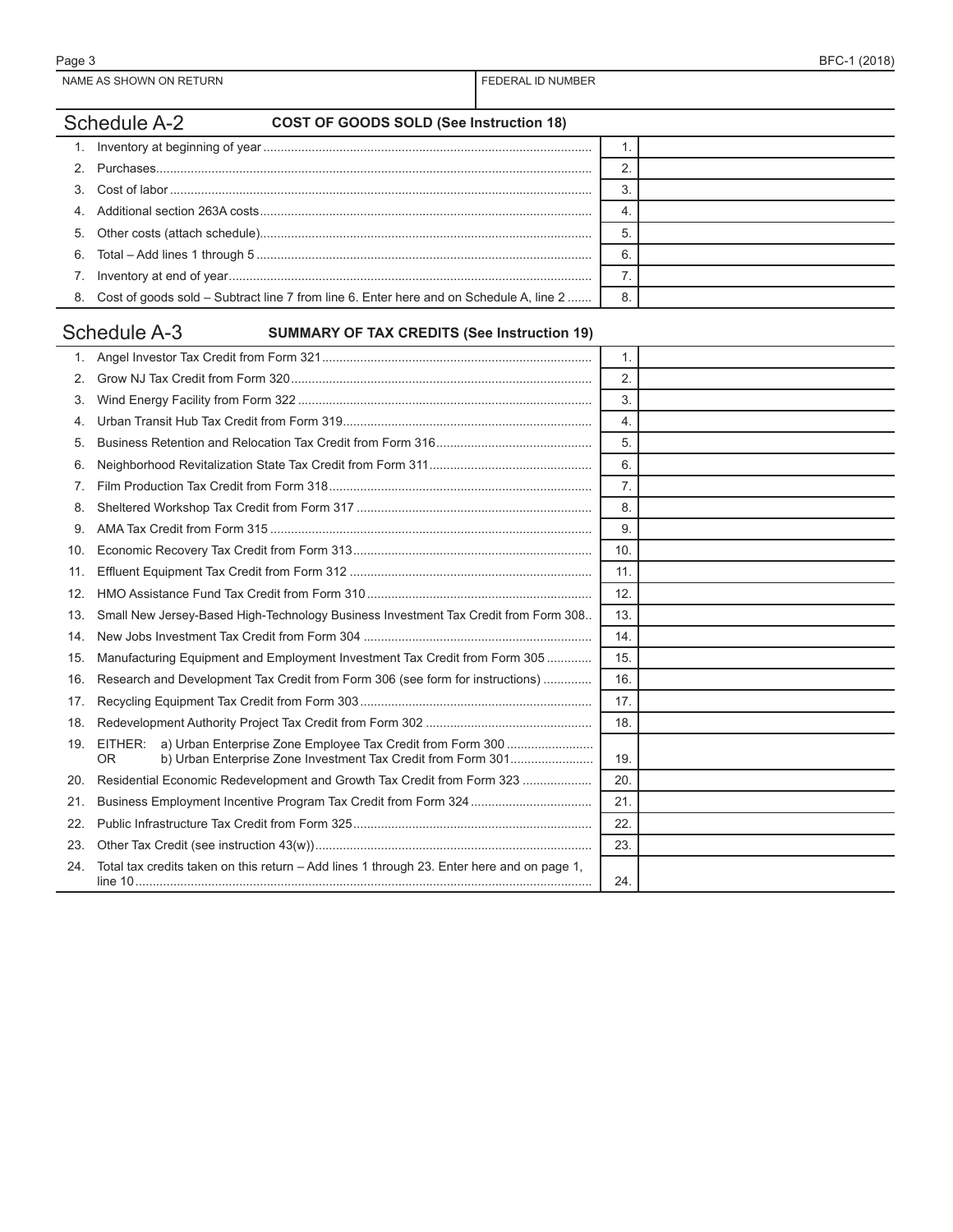NAME AS SHOWN ON RETURN | FEDERAL ID NUMBER

## Schedule A-2 COST OF GOODS SOLD (See Instruction 18)

| | | | |
|---|---|---|---|
| 1. | Inventory at beginning of year | 1. | |
| 2. | Purchases | 2. | |
| 3. | Cost of labor | 3. | |
| 4. | Additional section 263A costs | 4. | |
| 5. | Other costs (attach schedule) | 5. | |
| 6. | Total – Add lines 1 through 5 | 6. | |
| 7. | Inventory at end of year | 7. | |
| 8. | Cost of goods sold – Subtract line 7 from line 6. Enter here and on Schedule A, line 2 | 8. | |

## Schedule A-3 SUMMARY OF TAX CREDITS (See Instruction 19)

| | | | |
|---|---|---|---|
| 1. | Angel Investor Tax Credit from Form 321 | 1. | |
| 2. | Grow NJ Tax Credit from Form 320 | 2. | |
| 3. | Wind Energy Facility from Form 322 | 3. | |
| 4. | Urban Transit Hub Tax Credit from Form 319 | 4. | |
| 5. | Business Retention and Relocation Tax Credit from Form 316 | 5. | |
| 6. | Neighborhood Revitalization State Tax Credit from Form 311 | 6. | |
| 7. | Film Production Tax Credit from Form 318 | 7. | |
| 8. | Sheltered Workshop Tax Credit from Form 317 | 8. | |
| 9. | AMA Tax Credit from Form 315 | 9. | |
| 10. | Economic Recovery Tax Credit from Form 313 | 10. | |
| 11. | Effluent Equipment Tax Credit from Form 312 | 11. | |
| 12. | HMO Assistance Fund Tax Credit from Form 310 | 12. | |
| 13. | Small New Jersey-Based High-Technology Business Investment Tax Credit from Form 308 | 13. | |
| 14. | New Jobs Investment Tax Credit from Form 304 | 14. | |
| 15. | Manufacturing Equipment and Employment Investment Tax Credit from Form 305 | 15. | |
| 16. | Research and Development Tax Credit from Form 306 (see form for instructions) | 16. | |
| 17. | Recycling Equipment Tax Credit from Form 303 | 17. | |
| 18. | Redevelopment Authority Project Tax Credit from Form 302 | 18. | |
| 19. | EITHER: a) Urban Enterprise Zone Employee Tax Credit from Form 300<br>OR b) Urban Enterprise Zone Investment Tax Credit from Form 301 | 19. | |
| 20. | Residential Economic Redevelopment and Growth Tax Credit from Form 323 | 20. | |
| 21. | Business Employment Incentive Program Tax Credit from Form 324 | 21. | |
| 22. | Public Infrastructure Tax Credit from Form 325 | 22. | |
| 23. | Other Tax Credit (see instruction 43(w)) | 23. | |
| 24. | Total tax credits taken on this return – Add lines 1 through 23. Enter here and on page 1, line 10 | 24. | |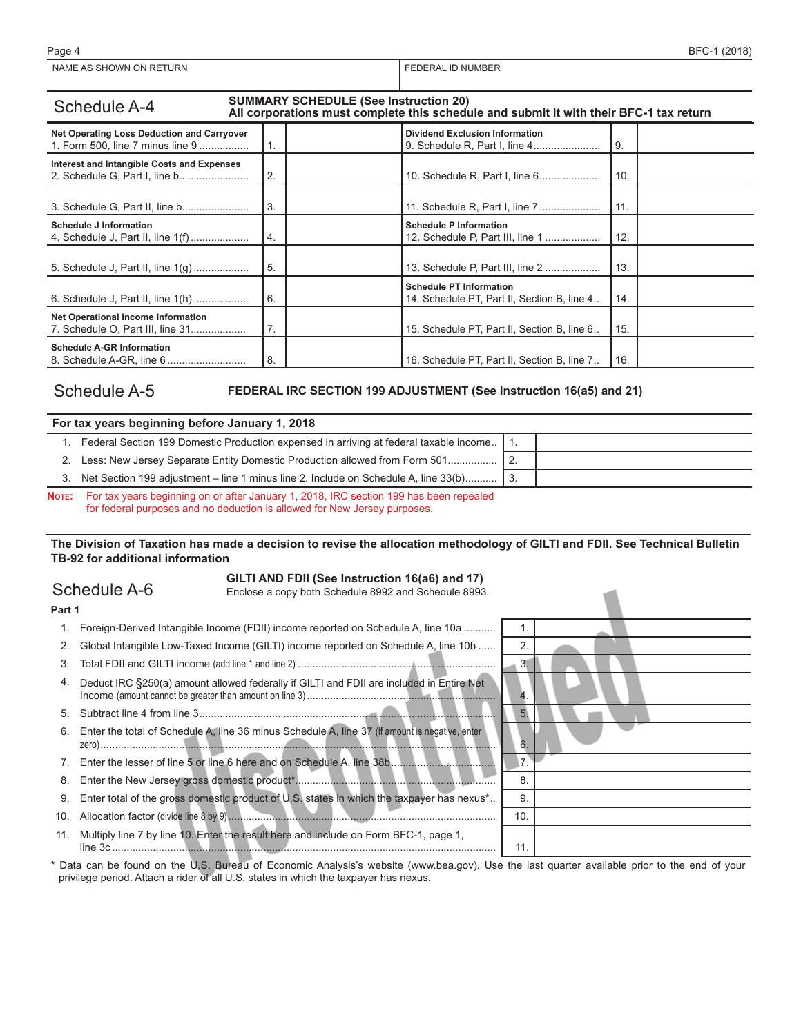| NAME AS SHOWN ON RETURN | FEDERAL ID NUMBER |
|---|---|
| | |

## Schedule A-4

**SUMMARY SCHEDULE (See Instruction 20)**
**All corporations must complete this schedule and submit it with their BFC-1 tax return**

| | | | | | |
|---|---|---|---|---|---|
| **Net Operating Loss Deduction and Carryover** 1. Form 500, line 7 minus line 9 | 1. | | **Dividend Exclusion Information** 9. Schedule R, Part I, line 4 | 9. | |
| **Interest and Intangible Costs and Expenses** 2. Schedule G, Part I, line b | 2. | | 10. Schedule R, Part I, line 6 | 10. | |
| 3. Schedule G, Part II, line b | 3. | | 11. Schedule R, Part I, line 7 | 11. | |
| **Schedule J Information** 4. Schedule J, Part II, line 1(f) | 4. | | **Schedule P Information** 12. Schedule P, Part III, line 1 | 12. | |
| 5. Schedule J, Part II, line 1(g) | 5. | | 13. Schedule P, Part III, line 2 | 13. | |
| 6. Schedule J, Part II, line 1(h) | 6. | | **Schedule PT Information** 14. Schedule PT, Part II, Section B, line 4 | 14. | |
| **Net Operational Income Information** 7. Schedule O, Part III, line 31 | 7. | | 15. Schedule PT, Part II, Section B, line 6 | 15. | |
| **Schedule A-GR Information** 8. Schedule A-GR, line 6 | 8. | | 16. Schedule PT, Part II, Section B, line 7 | 16. | |

## Schedule A-5

**FEDERAL IRC SECTION 199 ADJUSTMENT (See Instruction 16(a5) and 21)**

**For tax years beginning before January 1, 2018**

| | | |
|---|---|---|
| 1. Federal Section 199 Domestic Production expensed in arriving at federal taxable income | 1. | |
| 2. Less: New Jersey Separate Entity Domestic Production allowed from Form 501 | 2. | |
| 3. Net Section 199 adjustment – line 1 minus line 2. Include on Schedule A, line 33(b) | 3. | |

**NOTE:** For tax years beginning on or after January 1, 2018, IRC section 199 has been repealed for federal purposes and no deduction is allowed for New Jersey purposes.

**The Division of Taxation has made a decision to revise the allocation methodology of GILTI and FDII. See Technical Bulletin TB-92 for additional information**

## Schedule A-6

**GILTI AND FDII (See Instruction 16(a6) and 17)**
Enclose a copy both Schedule 8992 and Schedule 8993.

discontinued

**Part 1**

| | | |
|---|---|---|
| 1. Foreign-Derived Intangible Income (FDII) income reported on Schedule A, line 10a | 1. | |
| 2. Global Intangible Low-Taxed Income (GILTI) income reported on Schedule A, line 10b | 2. | |
| 3. Total FDII and GILTI income (add line 1 and line 2) | 3. | |
| 4. Deduct IRC §250(a) amount allowed federally if GILTI and FDII are included in Entire Net Income (amount cannot be greater than amount on line 3) | 4. | |
| 5. Subtract line 4 from line 3 | 5. | |
| 6. Enter the total of Schedule A, line 36 minus Schedule A, line 37 (if amount is negative, enter zero) | 6. | |
| 7. Enter the lesser of line 5 or line 6 here and on Schedule A, line 38b | 7. | |
| 8. Enter the New Jersey gross domestic product* | 8. | |
| 9. Enter total of the gross domestic product of U.S. states in which the taxpayer has nexus* | 9. | |
| 10. Allocation factor (divide line 8 by 9) | 10. | |
| 11. Multiply line 7 by line 10. Enter the result here and include on Form BFC-1, page 1, line 3c | 11. | |

\* Data can be found on the U.S. Bureau of Economic Analysis's website (www.bea.gov). Use the last quarter available prior to the end of your privilege period. Attach a rider of all U.S. states in which the taxpayer has nexus.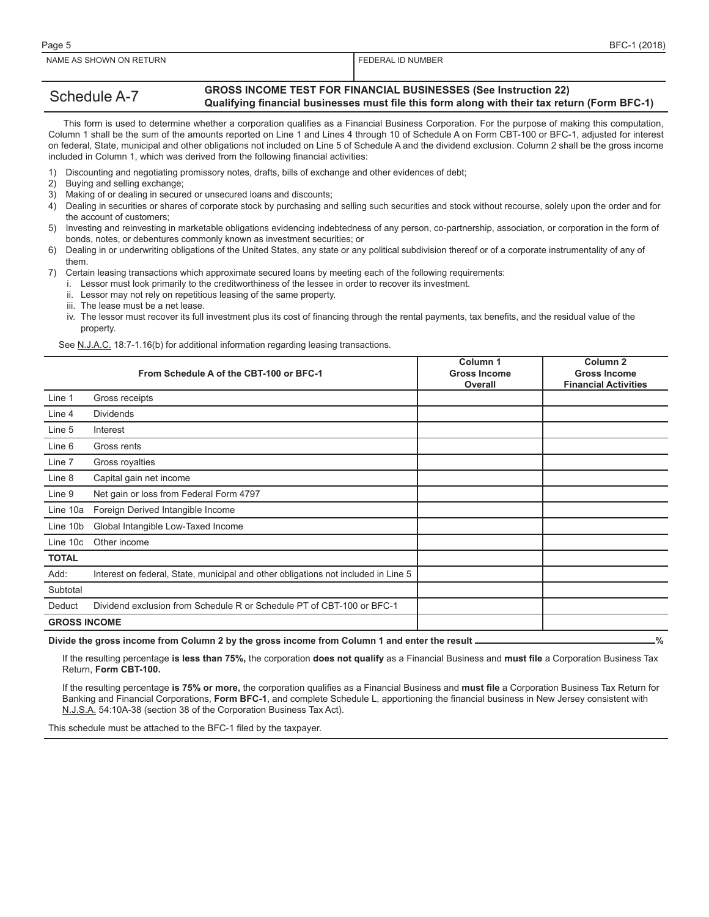| NAME AS SHOWN ON RETURN | FEDERAL ID NUMBER |
|---|---|
| | |

## Schedule A-7

**GROSS INCOME TEST FOR FINANCIAL BUSINESSES (See Instruction 22)**
**Qualifying financial businesses must file this form along with their tax return (Form BFC-1)**

This form is used to determine whether a corporation qualifies as a Financial Business Corporation. For the purpose of making this computation, Column 1 shall be the sum of the amounts reported on Line 1 and Lines 4 through 10 of Schedule A on Form CBT-100 or BFC-1, adjusted for interest on federal, State, municipal and other obligations not included on Line 5 of Schedule A and the dividend exclusion. Column 2 shall be the gross income included in Column 1, which was derived from the following financial activities:

1) Discounting and negotiating promissory notes, drafts, bills of exchange and other evidences of debt;
2) Buying and selling exchange;
3) Making of or dealing in secured or unsecured loans and discounts;
4) Dealing in securities or shares of corporate stock by purchasing and selling such securities and stock without recourse, solely upon the order and for the account of customers;
5) Investing and reinvesting in marketable obligations evidencing indebtedness of any person, co-partnership, association, or corporation in the form of bonds, notes, or debentures commonly known as investment securities; or
6) Dealing in or underwriting obligations of the United States, any state or any political subdivision thereof or of a corporate instrumentality of any of them.
7) Certain leasing transactions which approximate secured loans by meeting each of the following requirements:
   i. Lessor must look primarily to the creditworthiness of the lessee in order to recover its investment.
   ii. Lessor may not rely on repetitious leasing of the same property.
   iii. The lease must be a net lease.
   iv. The lessor must recover its full investment plus its cost of financing through the rental payments, tax benefits, and the residual value of the property.

See N.J.A.C. 18:7-1.16(b) for additional information regarding leasing transactions.

| | From Schedule A of the CBT-100 or BFC-1 | Column 1 Gross Income Overall | Column 2 Gross Income Financial Activities |
|---|---|---|---|
| Line 1 | Gross receipts | | |
| Line 4 | Dividends | | |
| Line 5 | Interest | | |
| Line 6 | Gross rents | | |
| Line 7 | Gross royalties | | |
| Line 8 | Capital gain net income | | |
| Line 9 | Net gain or loss from Federal Form 4797 | | |
| Line 10a | Foreign Derived Intangible Income | | |
| Line 10b | Global Intangible Low-Taxed Income | | |
| Line 10c | Other income | | |
| **TOTAL** | | | |
| Add: | Interest on federal, State, municipal and other obligations not included in Line 5 | | |
| Subtotal | | | |
| Deduct | Dividend exclusion from Schedule R or Schedule PT of CBT-100 or BFC-1 | | |
| **GROSS INCOME** | | | |

**Divide the gross income from Column 2 by the gross income from Column 1 and enter the result** ____________ **%**

If the resulting percentage **is less than 75%,** the corporation **does not qualify** as a Financial Business and **must file** a Corporation Business Tax Return, **Form CBT-100.**

If the resulting percentage **is 75% or more,** the corporation qualifies as a Financial Business and **must file** a Corporation Business Tax Return for Banking and Financial Corporations, **Form BFC-1**, and complete Schedule L, apportioning the financial business in New Jersey consistent with N.J.S.A. 54:10A-38 (section 38 of the Corporation Business Tax Act).

This schedule must be attached to the BFC-1 filed by the taxpayer.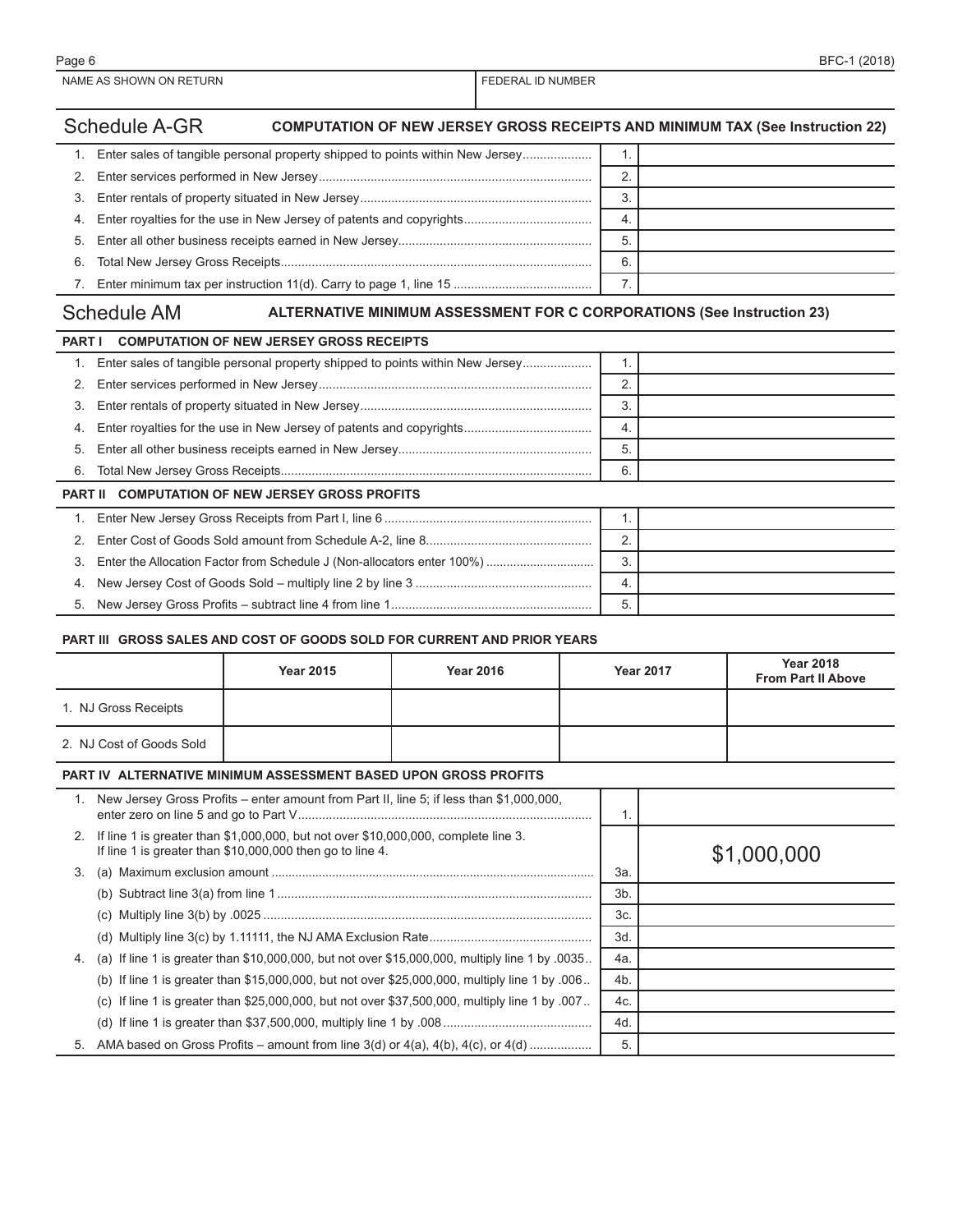NAME AS SHOWN ON RETURN | FEDERAL ID NUMBER

## Schedule A-GR — COMPUTATION OF NEW JERSEY GROSS RECEIPTS AND MINIMUM TAX (See Instruction 22)

| | | Line | Amount |
|---|---|---|---|
| 1. | Enter sales of tangible personal property shipped to points within New Jersey | 1. | |
| 2. | Enter services performed in New Jersey | 2. | |
| 3. | Enter rentals of property situated in New Jersey | 3. | |
| 4. | Enter royalties for the use in New Jersey of patents and copyrights | 4. | |
| 5. | Enter all other business receipts earned in New Jersey | 5. | |
| 6. | Total New Jersey Gross Receipts | 6. | |
| 7. | Enter minimum tax per instruction 11(d). Carry to page 1, line 15 | 7. | |

## Schedule AM — ALTERNATIVE MINIMUM ASSESSMENT FOR C CORPORATIONS (See Instruction 23)

### PART I COMPUTATION OF NEW JERSEY GROSS RECEIPTS

| | | Line | Amount |
|---|---|---|---|
| 1. | Enter sales of tangible personal property shipped to points within New Jersey | 1. | |
| 2. | Enter services performed in New Jersey | 2. | |
| 3. | Enter rentals of property situated in New Jersey | 3. | |
| 4. | Enter royalties for the use in New Jersey of patents and copyrights | 4. | |
| 5. | Enter all other business receipts earned in New Jersey | 5. | |
| 6. | Total New Jersey Gross Receipts | 6. | |

### PART II COMPUTATION OF NEW JERSEY GROSS PROFITS

| | | Line | Amount |
|---|---|---|---|
| 1. | Enter New Jersey Gross Receipts from Part I, line 6 | 1. | |
| 2. | Enter Cost of Goods Sold amount from Schedule A-2, line 8 | 2. | |
| 3. | Enter the Allocation Factor from Schedule J (Non-allocators enter 100%) | 3. | |
| 4. | New Jersey Cost of Goods Sold – multiply line 2 by line 3 | 4. | |
| 5. | New Jersey Gross Profits – subtract line 4 from line 1 | 5. | |

### PART III GROSS SALES AND COST OF GOODS SOLD FOR CURRENT AND PRIOR YEARS

| | Year 2015 | Year 2016 | Year 2017 | Year 2018 From Part II Above |
|---|---|---|---|---|
| 1. NJ Gross Receipts | | | | |
| 2. NJ Cost of Goods Sold | | | | |

### PART IV ALTERNATIVE MINIMUM ASSESSMENT BASED UPON GROSS PROFITS

| | | Line | Amount |
|---|---|---|---|
| 1. | New Jersey Gross Profits – enter amount from Part II, line 5; if less than $1,000,000, enter zero on line 5 and go to Part V | 1. | |
| 2. | If line 1 is greater than $1,000,000, but not over $10,000,000, complete line 3. If line 1 is greater than $10,000,000 then go to line 4. | | |
| 3. | (a) Maximum exclusion amount | 3a. | $1,000,000 |
| | (b) Subtract line 3(a) from line 1 | 3b. | |
| | (c) Multiply line 3(b) by .0025 | 3c. | |
| | (d) Multiply line 3(c) by 1.11111, the NJ AMA Exclusion Rate | 3d. | |
| 4. | (a) If line 1 is greater than $10,000,000, but not over $15,000,000, multiply line 1 by .0035 | 4a. | |
| | (b) If line 1 is greater than $15,000,000, but not over $25,000,000, multiply line 1 by .006 | 4b. | |
| | (c) If line 1 is greater than $25,000,000, but not over $37,500,000, multiply line 1 by .007 | 4c. | |
| | (d) If line 1 is greater than $37,500,000, multiply line 1 by .008 | 4d. | |
| 5. | AMA based on Gross Profits – amount from line 3(d) or 4(a), 4(b), 4(c), or 4(d) | 5. | |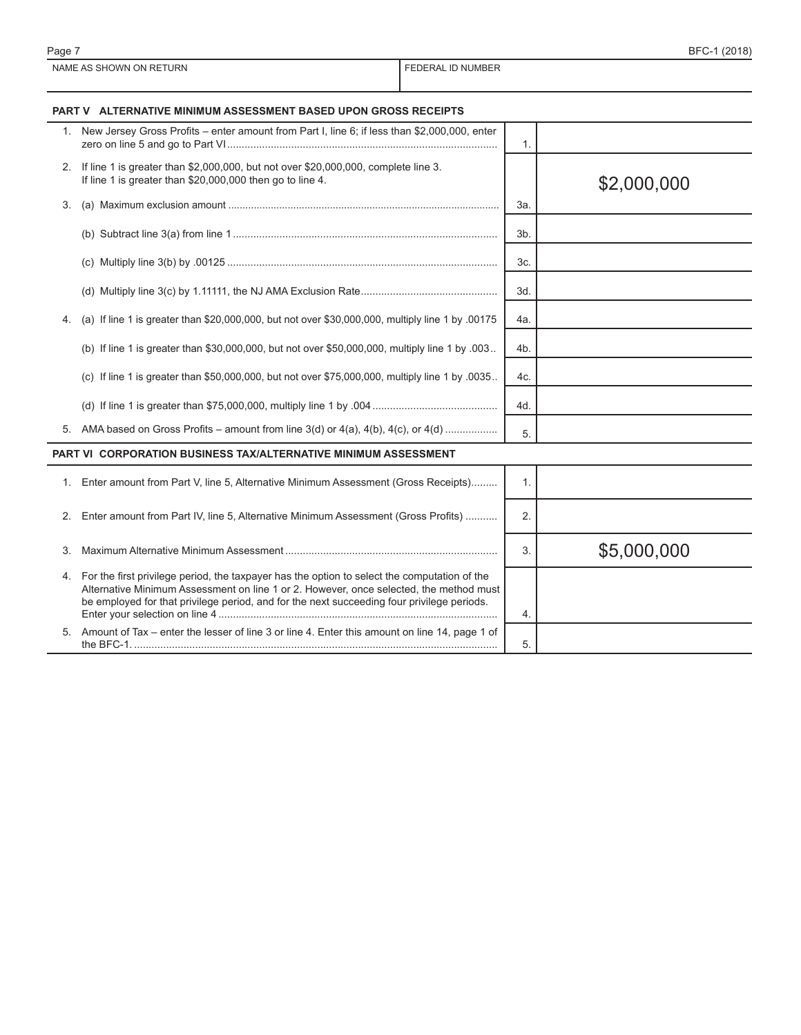| NAME AS SHOWN ON RETURN | FEDERAL ID NUMBER |
|---|---|
| | |

**PART V ALTERNATIVE MINIMUM ASSESSMENT BASED UPON GROSS RECEIPTS**

| | Description | Line | Amount |
|---|---|---|---|
| 1. | New Jersey Gross Profits – enter amount from Part I, line 6; if less than $2,000,000, enter zero on line 5 and go to Part VI | 1. | |
| 2. | If line 1 is greater than $2,000,000, but not over $20,000,000, complete line 3. If line 1 is greater than $20,000,000 then go to line 4. | | |
| 3. | (a) Maximum exclusion amount | 3a. | $2,000,000 |
| | (b) Subtract line 3(a) from line 1 | 3b. | |
| | (c) Multiply line 3(b) by .00125 | 3c. | |
| | (d) Multiply line 3(c) by 1.11111, the NJ AMA Exclusion Rate | 3d. | |
| 4. | (a) If line 1 is greater than $20,000,000, but not over $30,000,000, multiply line 1 by .00175 | 4a. | |
| | (b) If line 1 is greater than $30,000,000, but not over $50,000,000, multiply line 1 by .003 | 4b. | |
| | (c) If line 1 is greater than $50,000,000, but not over $75,000,000, multiply line 1 by .0035 | 4c. | |
| | (d) If line 1 is greater than $75,000,000, multiply line 1 by .004 | 4d. | |
| 5. | AMA based on Gross Profits – amount from line 3(d) or 4(a), 4(b), 4(c), or 4(d) | 5. | |

**PART VI CORPORATION BUSINESS TAX/ALTERNATIVE MINIMUM ASSESSMENT**

| | Description | Line | Amount |
|---|---|---|---|
| 1. | Enter amount from Part V, line 5, Alternative Minimum Assessment (Gross Receipts) | 1. | |
| 2. | Enter amount from Part IV, line 5, Alternative Minimum Assessment (Gross Profits) | 2. | |
| 3. | Maximum Alternative Minimum Assessment | 3. | $5,000,000 |
| 4. | For the first privilege period, the taxpayer has the option to select the computation of the Alternative Minimum Assessment on line 1 or 2. However, once selected, the method must be employed for that privilege period, and for the next succeeding four privilege periods. Enter your selection on line 4 | 4. | |
| 5. | Amount of Tax – enter the lesser of line 3 or line 4. Enter this amount on line 14, page 1 of the BFC-1. | 5. | |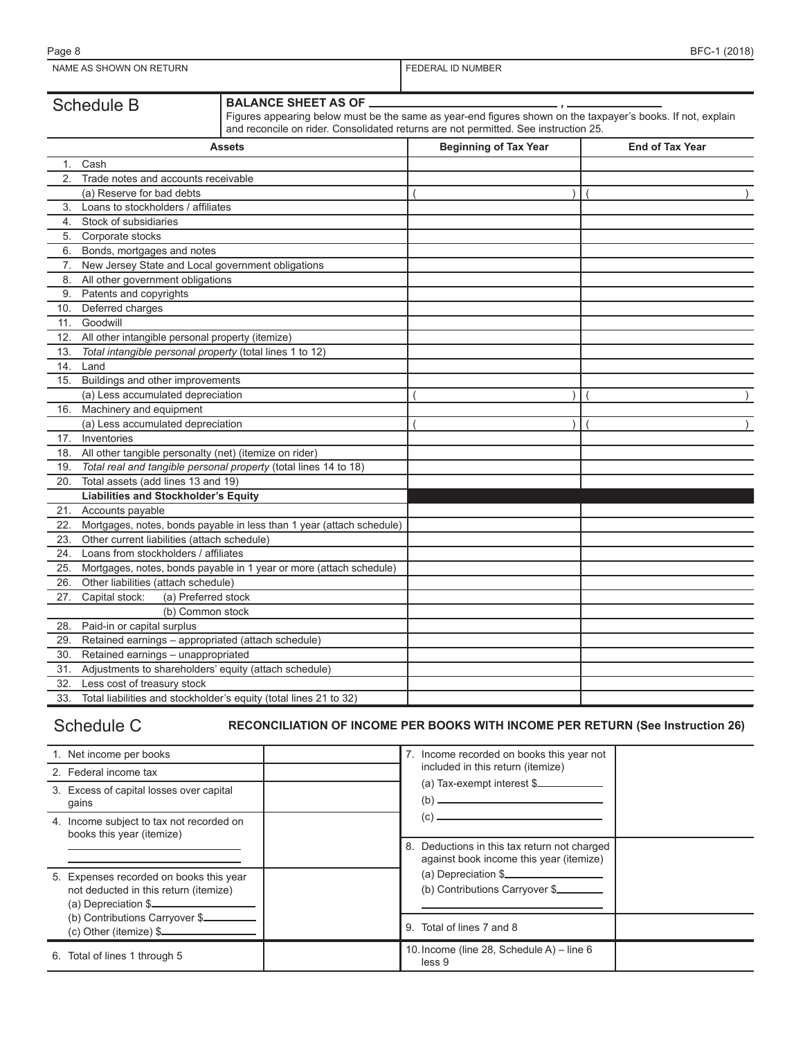NAME AS SHOWN ON RETURN | FEDERAL ID NUMBER

## Schedule B

**BALANCE SHEET AS OF \_\_\_\_\_\_\_\_\_\_\_\_\_\_\_\_\_\_\_\_, \_\_\_\_\_\_\_\_\_\_**

Figures appearing below must be the same as year-end figures shown on the taxpayer's books. If not, explain and reconcile on rider. Consolidated returns are not permitted. See instruction 25.

| Assets | Beginning of Tax Year | End of Tax Year |
|---|---|---|
| 1. Cash | | |
| 2. Trade notes and accounts receivable | | |
| (a) Reserve for bad debts | ( ) | ( ) |
| 3. Loans to stockholders / affiliates | | |
| 4. Stock of subsidiaries | | |
| 5. Corporate stocks | | |
| 6. Bonds, mortgages and notes | | |
| 7. New Jersey State and Local government obligations | | |
| 8. All other government obligations | | |
| 9. Patents and copyrights | | |
| 10. Deferred charges | | |
| 11. Goodwill | | |
| 12. All other intangible personal property (itemize) | | |
| 13. *Total intangible personal property* (total lines 1 to 12) | | |
| 14. Land | | |
| 15. Buildings and other improvements | | |
| (a) Less accumulated depreciation | ( ) | ( ) |
| 16. Machinery and equipment | | |
| (a) Less accumulated depreciation | ( ) | ( ) |
| 17. Inventories | | |
| 18. All other tangible personalty (net) (itemize on rider) | | |
| 19. *Total real and tangible personal property* (total lines 14 to 18) | | |
| 20. Total assets (add lines 13 and 19) | | |
| **Liabilities and Stockholder's Equity** | | |
| 21. Accounts payable | | |
| 22. Mortgages, notes, bonds payable in less than 1 year (attach schedule) | | |
| 23. Other current liabilities (attach schedule) | | |
| 24. Loans from stockholders / affiliates | | |
| 25. Mortgages, notes, bonds payable in 1 year or more (attach schedule) | | |
| 26. Other liabilities (attach schedule) | | |
| 27. Capital stock: (a) Preferred stock | | |
| (b) Common stock | | |
| 28. Paid-in or capital surplus | | |
| 29. Retained earnings – appropriated (attach schedule) | | |
| 30. Retained earnings – unappropriated | | |
| 31. Adjustments to shareholders' equity (attach schedule) | | |
| 32. Less cost of treasury stock | | |
| 33. Total liabilities and stockholder's equity (total lines 21 to 32) | | |

## Schedule C

**RECONCILIATION OF INCOME PER BOOKS WITH INCOME PER RETURN (See Instruction 26)**

| | | | |
|---|---|---|---|
| 1. Net income per books | | 7. Income recorded on books this year not included in this return (itemize)<br>(a) Tax-exempt interest $\_\_\_\_\_\_<br>(b) \_\_\_\_\_\_<br>(c) \_\_\_\_\_\_ | |
| 2. Federal income tax | | | |
| 3. Excess of capital losses over capital gains | | | |
| 4. Income subject to tax not recorded on books this year (itemize)<br>\_\_\_\_\_\_<br>\_\_\_\_\_\_ | | 8. Deductions in this tax return not charged against book income this year (itemize)<br>(a) Depreciation $\_\_\_\_\_\_<br>(b) Contributions Carryover $\_\_\_\_\_\_<br>\_\_\_\_\_\_ | |
| 5. Expenses recorded on books this year not deducted in this return (itemize)<br>(a) Depreciation $\_\_\_\_\_\_<br>(b) Contributions Carryover $\_\_\_\_\_\_<br>(c) Other (itemize) $\_\_\_\_\_\_ | | 9. Total of lines 7 and 8 | |
| 6. Total of lines 1 through 5 | | 10. Income (line 28, Schedule A) – line 6 less 9 | |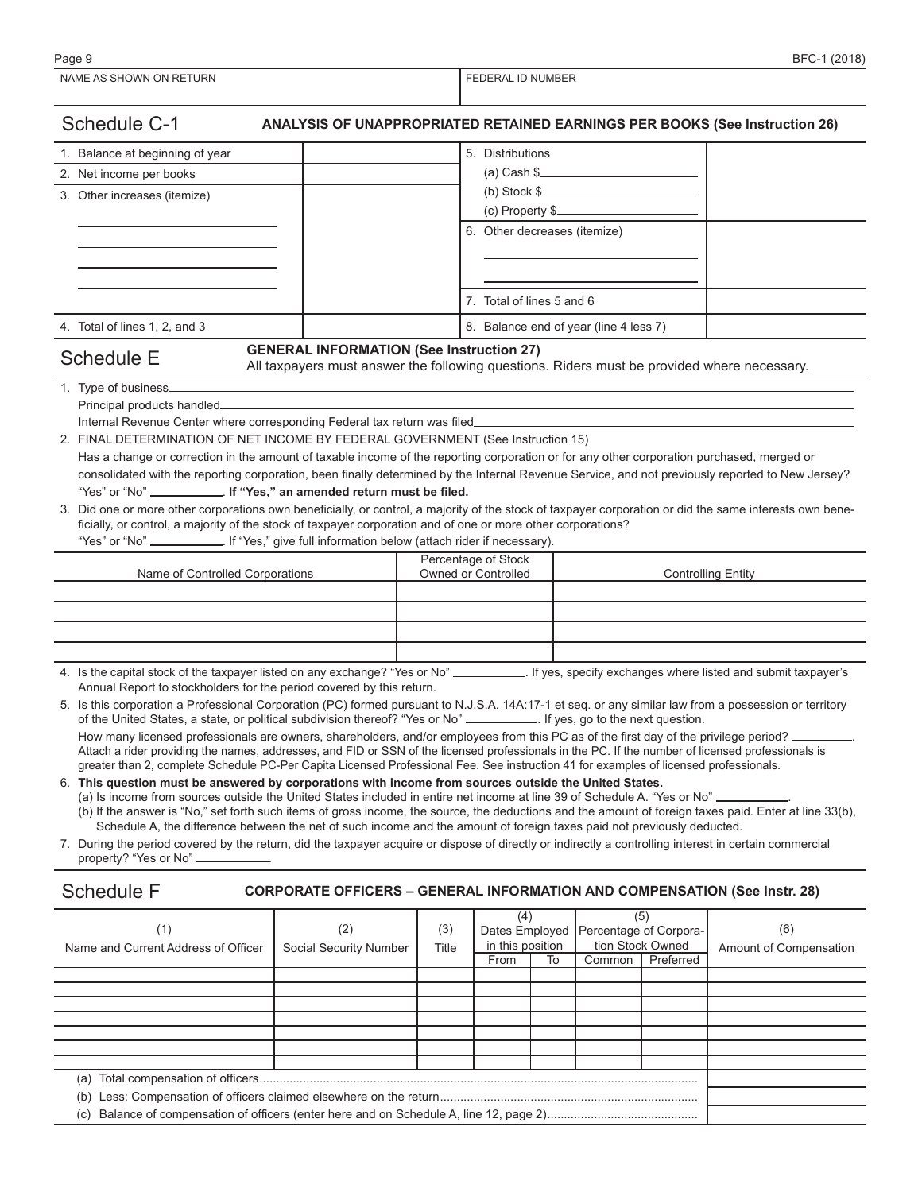NAME AS SHOWN ON RETURN | FEDERAL ID NUMBER

## Schedule C-1 — ANALYSIS OF UNAPPROPRIATED RETAINED EARNINGS PER BOOKS (See Instruction 26)

| | | | |
|---|---|---|---|
| 1. Balance at beginning of year | | 5. Distributions (a) Cash $ (b) Stock $ (c) Property $ | |
| 2. Net income per books | | | |
| 3. Other increases (itemize) | | 6. Other decreases (itemize) | |
| | | 7. Total of lines 5 and 6 | |
| 4. Total of lines 1, 2, and 3 | | 8. Balance end of year (line 4 less 7) | |

## Schedule E — GENERAL INFORMATION (See Instruction 27)

All taxpayers must answer the following questions. Riders must be provided where necessary.

1. Type of business\_\_\_\_\_\_\_\_\_\_
   Principal products handled\_\_\_\_\_\_\_\_\_\_
   Internal Revenue Center where corresponding Federal tax return was filed\_\_\_\_\_\_\_\_\_\_
2. FINAL DETERMINATION OF NET INCOME BY FEDERAL GOVERNMENT (See Instruction 15)
   Has a change or correction in the amount of taxable income of the reporting corporation or for any other corporation purchased, merged or consolidated with the reporting corporation, been finally determined by the Internal Revenue Service, and not previously reported to New Jersey? "Yes" or "No" \_\_\_\_\_\_\_\_. **If "Yes," an amended return must be filed.**
3. Did one or more other corporations own beneficially, or control, a majority of the stock of taxpayer corporation or did the same interests own beneficially, or control, a majority of the stock of taxpayer corporation and of one or more other corporations?
   "Yes" or "No" \_\_\_\_\_\_\_\_. If "Yes," give full information below (attach rider if necessary).

| Name of Controlled Corporations | Percentage of Stock Owned or Controlled | Controlling Entity |
|---|---|---|
| | | |
| | | |
| | | |
| | | |

4. Is the capital stock of the taxpayer listed on any exchange? "Yes or No" \_\_\_\_\_\_\_\_. If yes, specify exchanges where listed and submit taxpayer's Annual Report to stockholders for the period covered by this return.
5. Is this corporation a Professional Corporation (PC) formed pursuant to N.J.S.A. 14A:17-1 et seq. or any similar law from a possession or territory of the United States, a state, or political subdivision thereof? "Yes or No" \_\_\_\_\_\_\_\_. If yes, go to the next question.
   How many licensed professionals are owners, shareholders, and/or employees from this PC as of the first day of the privilege period? \_\_\_\_\_\_\_\_.
   Attach a rider providing the names, addresses, and FID or SSN of the licensed professionals in the PC. If the number of licensed professionals is greater than 2, complete Schedule PC-Per Capita Licensed Professional Fee. See instruction 41 for examples of licensed professionals.
6. **This question must be answered by corporations with income from sources outside the United States.**
   (a) Is income from sources outside the United States included in entire net income at line 39 of Schedule A. "Yes or No" \_\_\_\_\_\_\_\_.
   (b) If the answer is "No," set forth such items of gross income, the source, the deductions and the amount of foreign taxes paid. Enter at line 33(b), Schedule A, the difference between the net of such income and the amount of foreign taxes paid not previously deducted.
7. During the period covered by the return, did the taxpayer acquire or dispose of directly or indirectly a controlling interest in certain commercial property? "Yes or No" \_\_\_\_\_\_\_\_.

## Schedule F — CORPORATE OFFICERS – GENERAL INFORMATION AND COMPENSATION (See Instr. 28)

| (1) Name and Current Address of Officer | (2) Social Security Number | (3) Title | (4) Dates Employed in this position | | (5) Percentage of Corporation Stock Owned | | (6) Amount of Compensation |
|---|---|---|---|---|---|---|---|
| | | | From | To | Common | Preferred | |
| | | | | | | | |
| | | | | | | | |
| | | | | | | | |
| | | | | | | | |
| | | | | | | | |
| | | | | | | | |
| | | | | | | | |

(a) Total compensation of officers..........
(b) Less: Compensation of officers claimed elsewhere on the return..........
(c) Balance of compensation of officers (enter here and on Schedule A, line 12, page 2)..........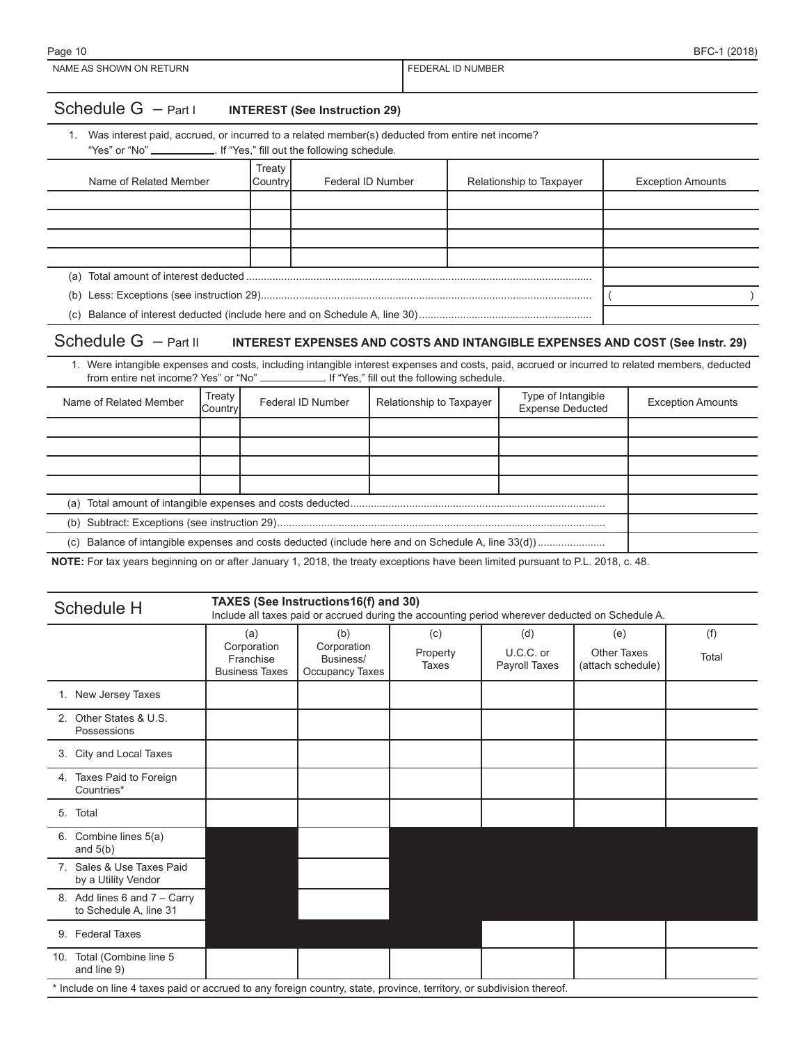| NAME AS SHOWN ON RETURN | FEDERAL ID NUMBER |
|---|---|
| | |

## Schedule G – Part I **INTEREST (See Instruction 29)**

1. Was interest paid, accrued, or incurred to a related member(s) deducted from entire net income? "Yes" or "No" \_\_\_\_\_\_\_\_\_\_. If "Yes," fill out the following schedule.

| Name of Related Member | Treaty Country | Federal ID Number | Relationship to Taxpayer | Exception Amounts |
|---|---|---|---|---|
| | | | | |
| | | | | |
| | | | | |
| | | | | |
| (a) Total amount of interest deducted | | | | |
| (b) Less: Exceptions (see instruction 29) | | | | ( ) |
| (c) Balance of interest deducted (include here and on Schedule A, line 30) | | | | |

## Schedule G – Part II **INTEREST EXPENSES AND COSTS AND INTANGIBLE EXPENSES AND COST (See Instr. 29)**

1. Were intangible expenses and costs, including intangible interest expenses and costs, paid, accrued or incurred to related members, deducted from entire net income? Yes" or "No" \_\_\_\_\_\_\_\_\_\_. If "Yes," fill out the following schedule.

| Name of Related Member | Treaty Country | Federal ID Number | Relationship to Taxpayer | Type of Intangible Expense Deducted | Exception Amounts |
|---|---|---|---|---|---|
| | | | | | |
| | | | | | |
| | | | | | |
| | | | | | |
| (a) Total amount of intangible expenses and costs deducted | | | | | |
| (b) Subtract: Exceptions (see instruction 29) | | | | | |
| (c) Balance of intangible expenses and costs deducted (include here and on Schedule A, line 33(d)) | | | | | |

**NOTE:** For tax years beginning on or after January 1, 2018, the treaty exceptions have been limited pursuant to P.L. 2018, c. 48.

## Schedule H **TAXES (See Instructions16(f) and 30)**

Include all taxes paid or accrued during the accounting period wherever deducted on Schedule A.

| | (a) Corporation Franchise Business Taxes | (b) Corporation Business/ Occupancy Taxes | (c) Property Taxes | (d) U.C.C. or Payroll Taxes | (e) Other Taxes (attach schedule) | (f) Total |
|---|---|---|---|---|---|---|
| 1. New Jersey Taxes | | | | | | |
| 2. Other States & U.S. Possessions | | | | | | |
| 3. City and Local Taxes | | | | | | |
| 4. Taxes Paid to Foreign Countries* | | | | | | |
| 5. Total | | | | | | |
| 6. Combine lines 5(a) and 5(b) | | | | | | |
| 7. Sales & Use Taxes Paid by a Utility Vendor | | | | | | |
| 8. Add lines 6 and 7 – Carry to Schedule A, line 31 | | | | | | |
| 9. Federal Taxes | | | | | | |
| 10. Total (Combine line 5 and line 9) | | | | | | |

\* Include on line 4 taxes paid or accrued to any foreign country, state, province, territory, or subdivision thereof.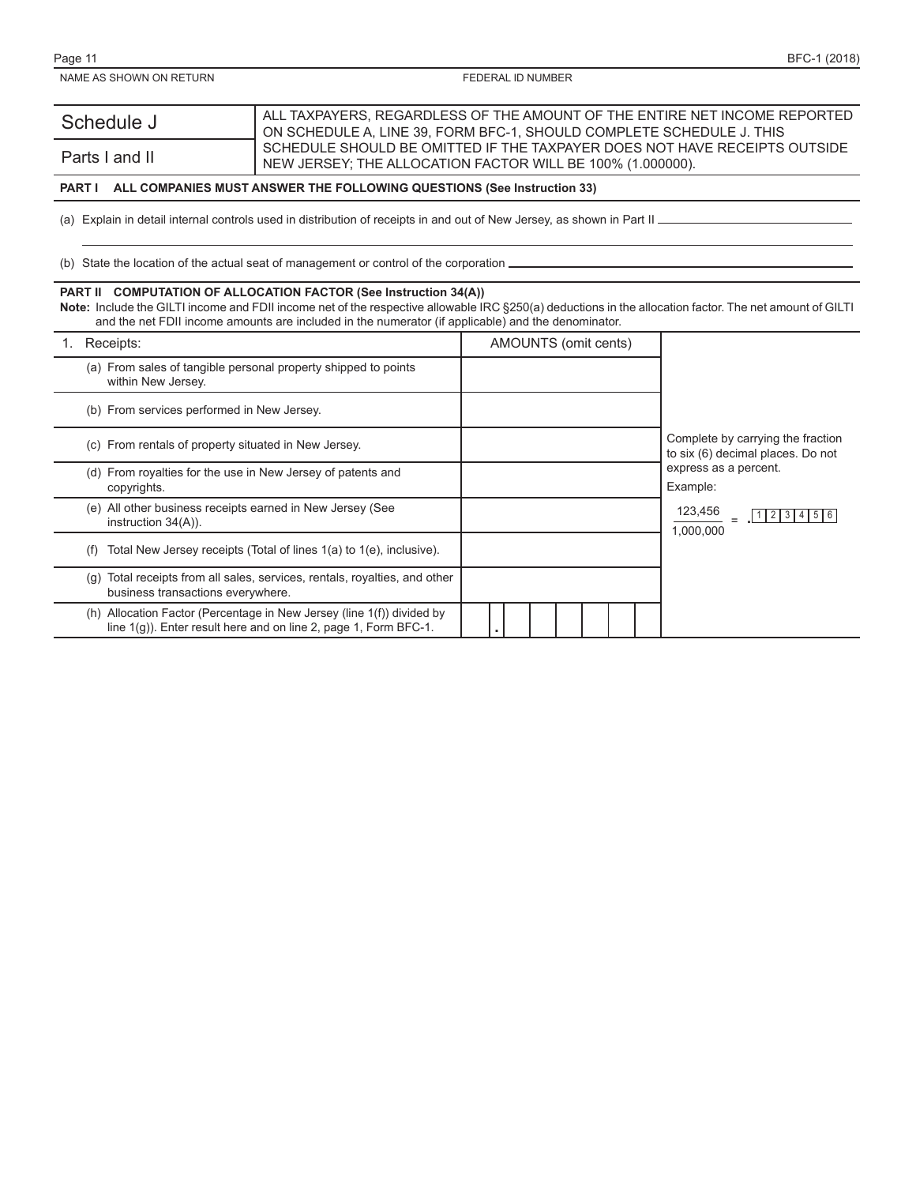NAME AS SHOWN ON RETURN FEDERAL ID NUMBER

| Schedule J | ALL TAXPAYERS, REGARDLESS OF THE AMOUNT OF THE ENTIRE NET INCOME REPORTED ON SCHEDULE A, LINE 39, FORM BFC-1, SHOULD COMPLETE SCHEDULE J. THIS SCHEDULE SHOULD BE OMITTED IF THE TAXPAYER DOES NOT HAVE RECEIPTS OUTSIDE NEW JERSEY; THE ALLOCATION FACTOR WILL BE 100% (1.000000). |
|---|---|
| Parts I and II | |

**PART I ALL COMPANIES MUST ANSWER THE FOLLOWING QUESTIONS (See Instruction 33)**

(a) Explain in detail internal controls used in distribution of receipts in and out of New Jersey, as shown in Part II ______________________

(b) State the location of the actual seat of management or control of the corporation ______________________

**PART II COMPUTATION OF ALLOCATION FACTOR (See Instruction 34(A))**

**Note:** Include the GILTI income and FDII income net of the respective allowable IRC §250(a) deductions in the allocation factor. The net amount of GILTI and the net FDII income amounts are included in the numerator (if applicable) and the denominator.

| 1. Receipts: | AMOUNTS (omit cents) | |
|---|---|---|
| (a) From sales of tangible personal property shipped to points within New Jersey. | | |
| (b) From services performed in New Jersey. | | |
| (c) From rentals of property situated in New Jersey. | | Complete by carrying the fraction to six (6) decimal places. Do not express as a percent. |
| (d) From royalties for the use in New Jersey of patents and copyrights. | | Example: |
| (e) All other business receipts earned in New Jersey (See instruction 34(A)). | | $\frac{123,456}{1,000,000} = .123456$ |
| (f) Total New Jersey receipts (Total of lines 1(a) to 1(e), inclusive). | | |
| (g) Total receipts from all sales, services, rentals, royalties, and other business transactions everywhere. | | |
| (h) Allocation Factor (Percentage in New Jersey (line 1(f)) divided by line 1(g)). Enter result here and on line 2, page 1, Form BFC-1. | . | |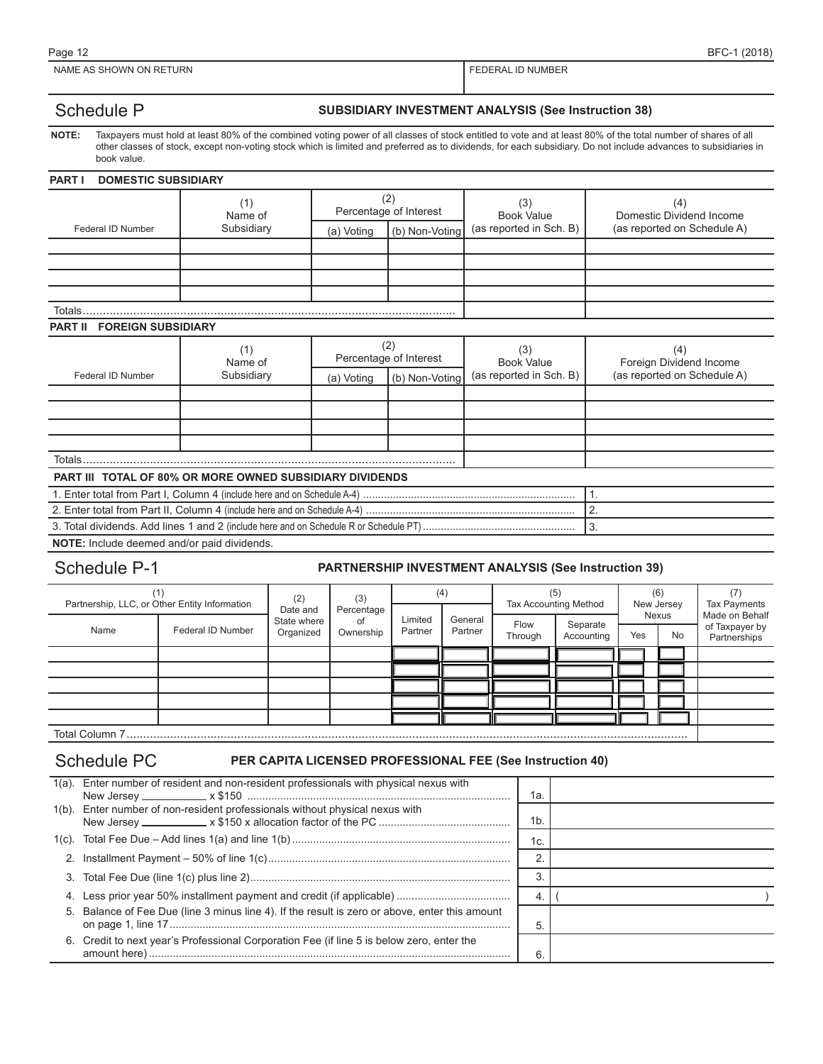NAME AS SHOWN ON RETURN | FEDERAL ID NUMBER

## Schedule P — SUBSIDIARY INVESTMENT ANALYSIS (See Instruction 38)

**NOTE:** Taxpayers must hold at least 80% of the combined voting power of all classes of stock entitled to vote and at least 80% of the total number of shares of all other classes of stock, except non-voting stock which is limited and preferred as to dividends, for each subsidiary. Do not include advances to subsidiaries in book value.

### PART I DOMESTIC SUBSIDIARY

| Federal ID Number | (1) Name of Subsidiary | (2) Percentage of Interest (a) Voting | (2) Percentage of Interest (b) Non-Voting | (3) Book Value (as reported in Sch. B) | (4) Domestic Dividend Income (as reported on Schedule A) |
|---|---|---|---|---|---|
| | | | | | |
| | | | | | |
| | | | | | |
| | | | | | |
| Totals | | | | | |

### PART II FOREIGN SUBSIDIARY

| Federal ID Number | (1) Name of Subsidiary | (2) Percentage of Interest (a) Voting | (2) Percentage of Interest (b) Non-Voting | (3) Book Value (as reported in Sch. B) | (4) Foreign Dividend Income (as reported on Schedule A) |
|---|---|---|---|---|---|
| | | | | | |
| | | | | | |
| | | | | | |
| | | | | | |
| Totals | | | | | |

### PART III TOTAL OF 80% OR MORE OWNED SUBSIDIARY DIVIDENDS

| | |
|---|---|
| 1. Enter total from Part I, Column 4 (include here and on Schedule A-4) | 1. |
| 2. Enter total from Part II, Column 4 (include here and on Schedule A-4) | 2. |
| 3. Total dividends. Add lines 1 and 2 (include here and on Schedule R or Schedule PT) | 3. |

**NOTE:** Include deemed and/or paid dividends.

## Schedule P-1 — PARTNERSHIP INVESTMENT ANALYSIS (See Instruction 39)

| (1) Partnership, LLC, or Other Entity Information: Name | (1) Federal ID Number | (2) Date and State where Organized | (3) Percentage of Ownership | (4) Limited Partner | (4) General Partner | (5) Tax Accounting Method: Flow Through | (5) Separate Accounting | (6) New Jersey Nexus: Yes | (6) No | (7) Tax Payments Made on Behalf of Taxpayer by Partnerships |
|---|---|---|---|---|---|---|---|---|---|---|
| | | | | | | | | | | |
| | | | | | | | | | | |
| | | | | | | | | | | |
| | | | | | | | | | | |
| | | | | | | | | | | |
| Total Column 7 | | | | | | | | | | |

## Schedule PC — PER CAPITA LICENSED PROFESSIONAL FEE (See Instruction 40)

| | | |
|---|---|---|
| 1(a). Enter number of resident and non-resident professionals with physical nexus with New Jersey \_\_\_\_\_\_\_\_ x $150 | 1a. | |
| 1(b). Enter number of non-resident professionals without physical nexus with New Jersey \_\_\_\_\_\_\_\_ x $150 x allocation factor of the PC | 1b. | |
| 1(c). Total Fee Due – Add lines 1(a) and line 1(b) | 1c. | |
| 2. Installment Payment – 50% of line 1(c) | 2. | |
| 3. Total Fee Due (line 1(c) plus line 2) | 3. | |
| 4. Less prior year 50% installment payment and credit (if applicable) | 4. | ( ) |
| 5. Balance of Fee Due (line 3 minus line 4). If the result is zero or above, enter this amount on page 1, line 17 | 5. | |
| 6. Credit to next year's Professional Corporation Fee (if line 5 is below zero, enter the amount here) | 6. | |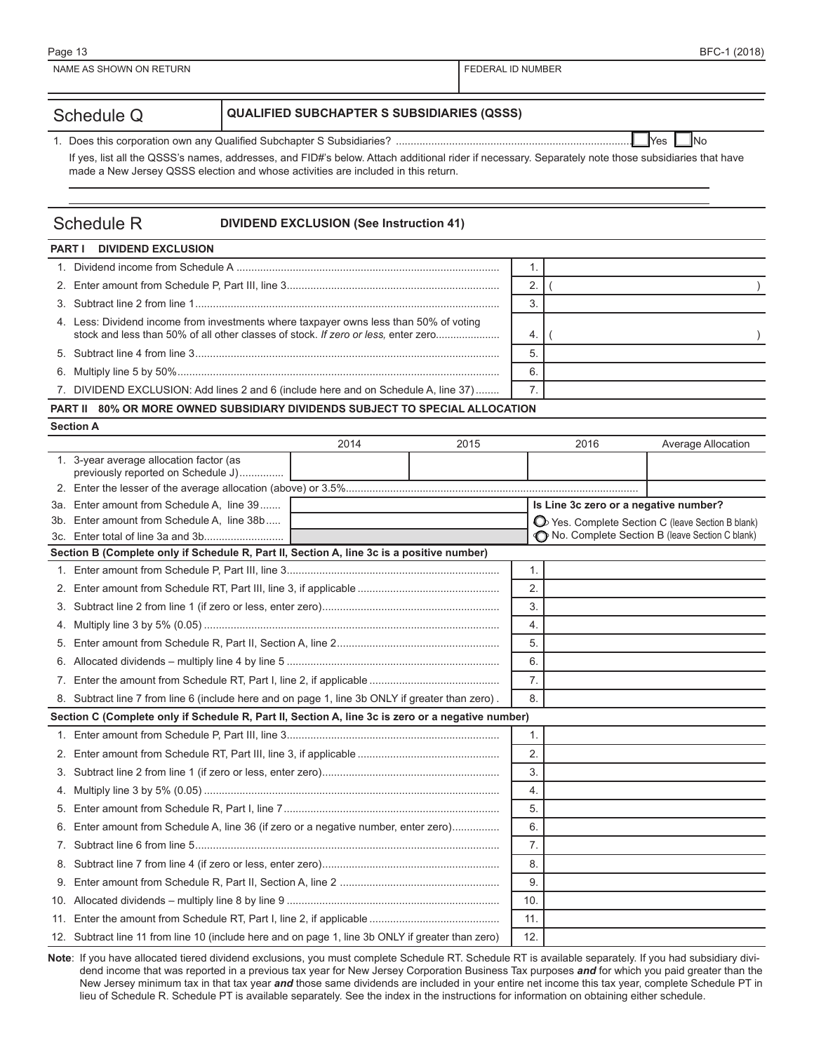| NAME AS SHOWN ON RETURN | FEDERAL ID NUMBER |
|---|---|
| | |

## Schedule Q — QUALIFIED SUBCHAPTER S SUBSIDIARIES (QSSS)

1. Does this corporation own any Qualified Subchapter S Subsidiaries? ☐ Yes ☐ No

If yes, list all the QSSS's names, addresses, and FID#'s below. Attach additional rider if necessary. Separately note those subsidiaries that have made a New Jersey QSSS election and whose activities are included in this return.

## Schedule R — DIVIDEND EXCLUSION (See Instruction 41)

### PART I DIVIDEND EXCLUSION

| | Line | Amount |
|---|---|---|
| 1. Dividend income from Schedule A | 1. | |
| 2. Enter amount from Schedule P, Part III, line 3 | 2. | ( ) |
| 3. Subtract line 2 from line 1 | 3. | |
| 4. Less: Dividend income from investments where taxpayer owns less than 50% of voting stock and less than 50% of all other classes of stock. *If zero or less,* enter zero | 4. | ( ) |
| 5. Subtract line 4 from line 3 | 5. | |
| 6. Multiply line 5 by 50% | 6. | |
| 7. DIVIDEND EXCLUSION: Add lines 2 and 6 (include here and on Schedule A, line 37) | 7. | |

### PART II 80% OR MORE OWNED SUBSIDIARY DIVIDENDS SUBJECT TO SPECIAL ALLOCATION

**Section A**

| | 2014 | 2015 | 2016 | Average Allocation |
|---|---|---|---|---|
| 1. 3-year average allocation factor (as previously reported on Schedule J) | | | | |
| 2. Enter the lesser of the average allocation (above) or 3.5% | | | | |
| 3a. Enter amount from Schedule A, line 39 | | | **Is Line 3c zero or a negative number?** | |
| 3b. Enter amount from Schedule A, line 38b | | | ○ Yes. Complete Section C (leave Section B blank) | |
| 3c. Enter total of line 3a and 3b | | | ○ No. Complete Section B (leave Section C blank) | |

**Section B (Complete only if Schedule R, Part II, Section A, line 3c is a positive number)**

| | Line | Amount |
|---|---|---|
| 1. Enter amount from Schedule P, Part III, line 3 | 1. | |
| 2. Enter amount from Schedule RT, Part III, line 3, if applicable | 2. | |
| 3. Subtract line 2 from line 1 (if zero or less, enter zero) | 3. | |
| 4. Multiply line 3 by 5% (0.05) | 4. | |
| 5. Enter amount from Schedule R, Part II, Section A, line 2 | 5. | |
| 6. Allocated dividends – multiply line 4 by line 5 | 6. | |
| 7. Enter the amount from Schedule RT, Part I, line 2, if applicable | 7. | |
| 8. Subtract line 7 from line 6 (include here and on page 1, line 3b ONLY if greater than zero) | 8. | |

**Section C (Complete only if Schedule R, Part II, Section A, line 3c is zero or a negative number)**

| | Line | Amount |
|---|---|---|
| 1. Enter amount from Schedule P, Part III, line 3 | 1. | |
| 2. Enter amount from Schedule RT, Part III, line 3, if applicable | 2. | |
| 3. Subtract line 2 from line 1 (if zero or less, enter zero) | 3. | |
| 4. Multiply line 3 by 5% (0.05) | 4. | |
| 5. Enter amount from Schedule R, Part I, line 7 | 5. | |
| 6. Enter amount from Schedule A, line 36 (if zero or a negative number, enter zero) | 6. | |
| 7. Subtract line 6 from line 5 | 7. | |
| 8. Subtract line 7 from line 4 (if zero or less, enter zero) | 8. | |
| 9. Enter amount from Schedule R, Part II, Section A, line 2 | 9. | |
| 10. Allocated dividends – multiply line 8 by line 9 | 10. | |
| 11. Enter the amount from Schedule RT, Part I, line 2, if applicable | 11. | |
| 12. Subtract line 11 from line 10 (include here and on page 1, line 3b ONLY if greater than zero) | 12. | |

**Note**: If you have allocated tiered dividend exclusions, you must complete Schedule RT. Schedule RT is available separately. If you had subsidiary dividend income that was reported in a previous tax year for New Jersey Corporation Business Tax purposes ***and*** for which you paid greater than the New Jersey minimum tax in that tax year ***and*** those same dividends are included in your entire net income this tax year, complete Schedule PT in lieu of Schedule R. Schedule PT is available separately. See the index in the instructions for information on obtaining either schedule.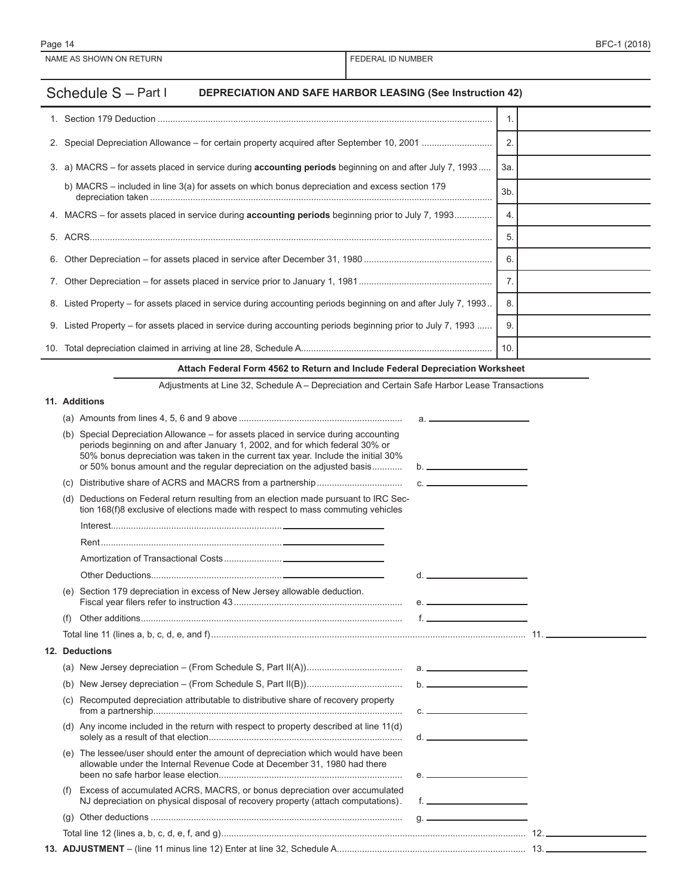NAME AS SHOWN ON RETURN | FEDERAL ID NUMBER

# Schedule S – Part I DEPRECIATION AND SAFE HARBOR LEASING (See Instruction 42)

| | | |
|---|---|---|
| 1. Section 179 Deduction | 1. | |
| 2. Special Depreciation Allowance – for certain property acquired after September 10, 2001 | 2. | |
| 3. a) MACRS – for assets placed in service during **accounting periods** beginning on and after July 7, 1993 | 3a. | |
| b) MACRS – included in line 3(a) for assets on which bonus depreciation and excess section 179 depreciation taken | 3b. | |
| 4. MACRS – for assets placed in service during **accounting periods** beginning prior to July 7, 1993 | 4. | |
| 5. ACRS | 5. | |
| 6. Other Depreciation – for assets placed in service after December 31, 1980 | 6. | |
| 7. Other Depreciation – for assets placed in service prior to January 1, 1981 | 7. | |
| 8. Listed Property – for assets placed in service during accounting periods beginning on and after July 7, 1993 | 8. | |
| 9. Listed Property – for assets placed in service during accounting periods beginning prior to July 7, 1993 | 9. | |
| 10. Total depreciation claimed in arriving at line 28, Schedule A | 10. | |

**Attach Federal Form 4562 to Return and Include Federal Depreciation Worksheet**

Adjustments at Line 32, Schedule A – Depreciation and Certain Safe Harbor Lease Transactions

**11. Additions**

(a) Amounts from lines 4, 5, 6 and 9 above ........ a. ________

(b) Special Depreciation Allowance – for assets placed in service during accounting periods beginning on and after January 1, 2002, and for which federal 30% or 50% bonus depreciation was taken in the current tax year. Include the initial 30% or 50% bonus amount and the regular depreciation on the adjusted basis ........ b. ________

(c) Distributive share of ACRS and MACRS from a partnership ........ c. ________

(d) Deductions on Federal return resulting from an election made pursuant to IRC Section 168(f)8 exclusive of elections made with respect to mass commuting vehicles

- Interest ________
- Rent ________
- Amortization of Transactional Costs ________
- Other Deductions ________ d. ________

(e) Section 179 depreciation in excess of New Jersey allowable deduction. Fiscal year filers refer to instruction 43 ........ e. ________

(f) Other additions ........ f. ________

Total line 11 (lines a, b, c, d, e, and f) ........ 11. ________

**12. Deductions**

(a) New Jersey depreciation – (From Schedule S, Part II(A)) ........ a. ________

(b) New Jersey depreciation – (From Schedule S, Part II(B)) ........ b. ________

(c) Recomputed depreciation attributable to distributive share of recovery property from a partnership ........ c. ________

(d) Any income included in the return with respect to property described at line 11(d) solely as a result of that election ........ d. ________

(e) The lessee/user should enter the amount of depreciation which would have been allowable under the Internal Revenue Code at December 31, 1980 had there been no safe harbor lease election ........ e. ________

(f) Excess of accumulated ACRS, MACRS, or bonus depreciation over accumulated NJ depreciation on physical disposal of recovery property (attach computations). f. ________

(g) Other deductions ........ g. ________

Total line 12 (lines a, b, c, d, e, f, and g) ........ 12. ________

**13. ADJUSTMENT** – (line 11 minus line 12) Enter at line 32, Schedule A ........ 13. ________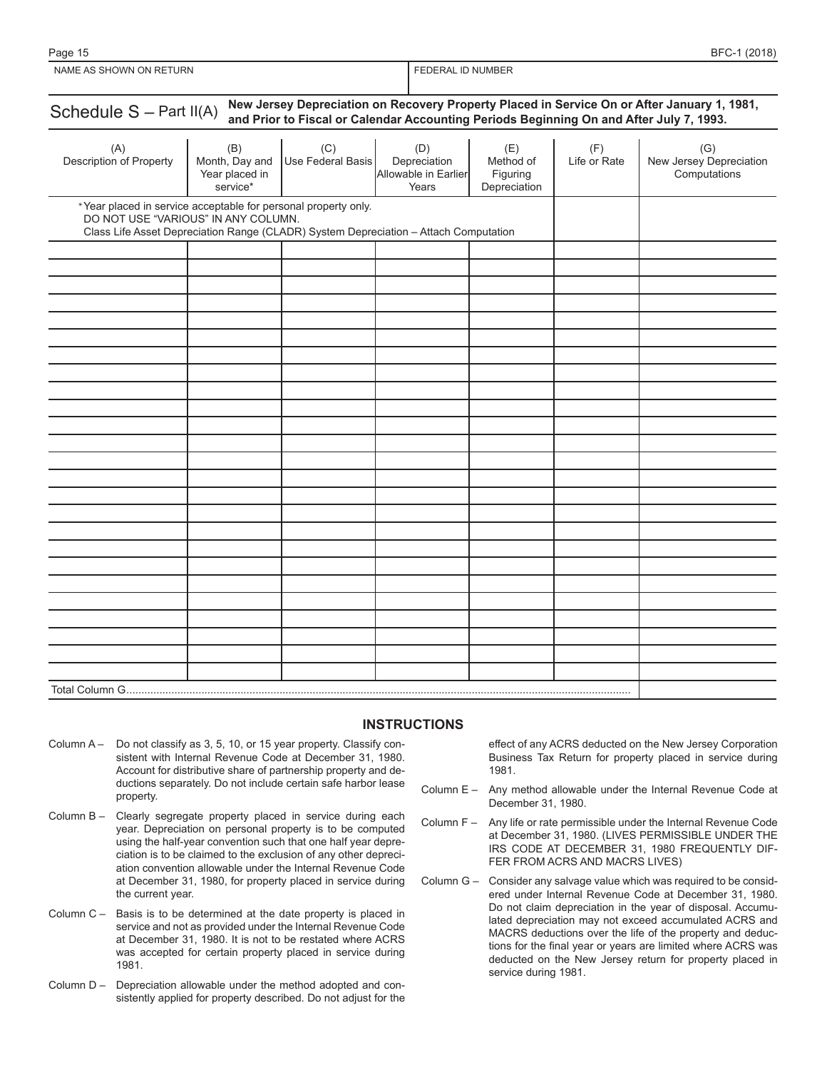BFC-1 (2018)

| NAME AS SHOWN ON RETURN | FEDERAL ID NUMBER |
|---|---|
| | |

## Schedule S – Part II(A) New Jersey Depreciation on Recovery Property Placed in Service On or After January 1, 1981, and Prior to Fiscal or Calendar Accounting Periods Beginning On and After July 7, 1993.

| (A) Description of Property | (B) Month, Day and Year placed in service* | (C) Use Federal Basis | (D) Depreciation Allowable in Earlier Years | (E) Method of Figuring Depreciation | (F) Life or Rate | (G) New Jersey Depreciation Computations |
|---|---|---|---|---|---|---|
| *Year placed in service acceptable for personal property only. DO NOT USE "VARIOUS" IN ANY COLUMN. Class Life Asset Depreciation Range (CLADR) System Depreciation – Attach Computation | | | | | | |
| | | | | | | |
| | | | | | | |
| | | | | | | |
| | | | | | | |
| | | | | | | |
| | | | | | | |
| | | | | | | |
| | | | | | | |
| | | | | | | |
| | | | | | | |
| | | | | | | |
| | | | | | | |
| | | | | | | |
| | | | | | | |
| | | | | | | |
| | | | | | | |
| | | | | | | |
| | | | | | | |
| | | | | | | |
| | | | | | | |
| | | | | | | |
| | | | | | | |
| | | | | | | |
| | | | | | | |
| | | | | | | |
| Total Column G | | | | | | |

### INSTRUCTIONS

Column A – Do not classify as 3, 5, 10, or 15 year property. Classify consistent with Internal Revenue Code at December 31, 1980. Account for distributive share of partnership property and deductions separately. Do not include certain safe harbor lease property.

Column B – Clearly segregate property placed in service during each year. Depreciation on personal property is to be computed using the half-year convention such that one half year depreciation is to be claimed to the exclusion of any other depreciation convention allowable under the Internal Revenue Code at December 31, 1980, for property placed in service during the current year.

Column C – Basis is to be determined at the date property is placed in service and not as provided under the Internal Revenue Code at December 31, 1980. It is not to be restated where ACRS was accepted for certain property placed in service during 1981.

Column D – Depreciation allowable under the method adopted and consistently applied for property described. Do not adjust for the effect of any ACRS deducted on the New Jersey Corporation Business Tax Return for property placed in service during 1981.

Column E – Any method allowable under the Internal Revenue Code at December 31, 1980.

Column F – Any life or rate permissible under the Internal Revenue Code at December 31, 1980. (LIVES PERMISSIBLE UNDER THE IRS CODE AT DECEMBER 31, 1980 FREQUENTLY DIFFER FROM ACRS AND MACRS LIVES)

Column G – Consider any salvage value which was required to be considered under Internal Revenue Code at December 31, 1980. Do not claim depreciation in the year of disposal. Accumulated depreciation may not exceed accumulated ACRS and MACRS deductions over the life of the property and deductions for the final year or years are limited where ACRS was deducted on the New Jersey return for property placed in service during 1981.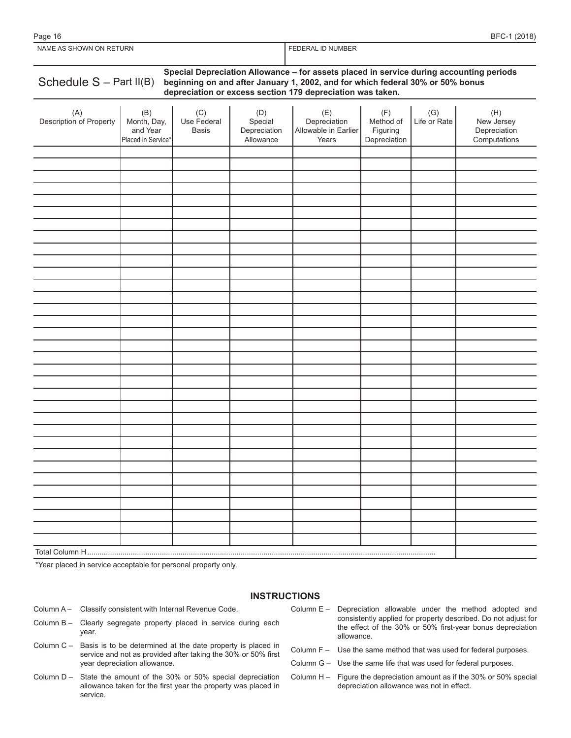| NAME AS SHOWN ON RETURN | FEDERAL ID NUMBER |
|---|---|
| | |

## Schedule S – Part II(B)

**Special Depreciation Allowance – for assets placed in service during accounting periods beginning on and after January 1, 2002, and for which federal 30% or 50% bonus depreciation or excess section 179 depreciation was taken.**

| (A) Description of Property | (B) Month, Day, and Year Placed in Service* | (C) Use Federal Basis | (D) Special Depreciation Allowance | (E) Depreciation Allowable in Earlier Years | (F) Method of Figuring Depreciation | (G) Life or Rate | (H) New Jersey Depreciation Computations |
|---|---|---|---|---|---|---|---|
| | | | | | | | |
| | | | | | | | |
| | | | | | | | |
| | | | | | | | |
| | | | | | | | |
| | | | | | | | |
| | | | | | | | |
| | | | | | | | |
| | | | | | | | |
| | | | | | | | |
| | | | | | | | |
| | | | | | | | |
| | | | | | | | |
| | | | | | | | |
| | | | | | | | |
| | | | | | | | |
| | | | | | | | |
| | | | | | | | |
| | | | | | | | |
| | | | | | | | |
| | | | | | | | |
| | | | | | | | |
| | | | | | | | |
| | | | | | | | |
| | | | | | | | |
| | | | | | | | |
| | | | | | | | |
| | | | | | | | |
| | | | | | | | |
| | | | | | | | |
| | | | | | | | |
| | | | | | | | |
| | | | | | | | |
| Total Column H | | | | | | | |

*Year placed in service acceptable for personal property only.

### INSTRUCTIONS

Column A – Classify consistent with Internal Revenue Code.

Column B – Clearly segregate property placed in service during each year.

Column C – Basis is to be determined at the date property is placed in service and not as provided after taking the 30% or 50% first year depreciation allowance.

Column D – State the amount of the 30% or 50% special depreciation allowance taken for the first year the property was placed in service.

Column E – Depreciation allowable under the method adopted and consistently applied for property described. Do not adjust for the effect of the 30% or 50% first-year bonus depreciation allowance.

Column F – Use the same method that was used for federal purposes.

Column G – Use the same life that was used for federal purposes.

Column H – Figure the depreciation amount as if the 30% or 50% special depreciation allowance was not in effect.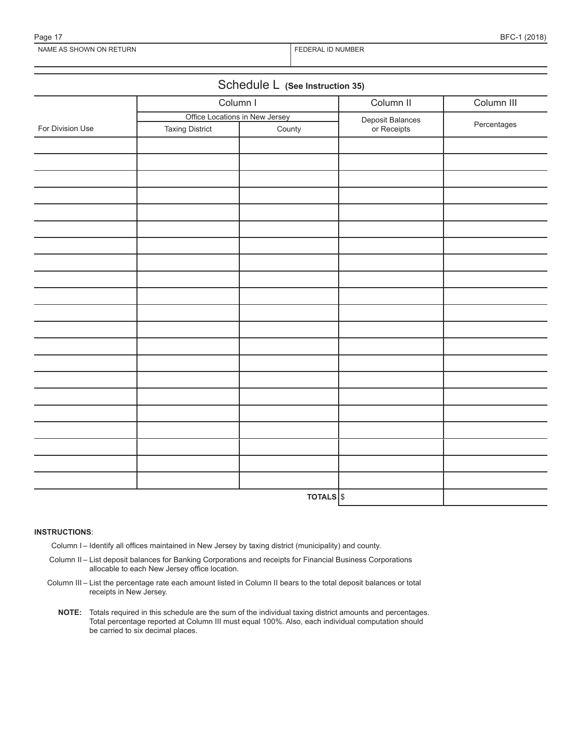NAME AS SHOWN ON RETURN | FEDERAL ID NUMBER

## Schedule L (See Instruction 35)

| | Column I | | Column II | Column III |
|---|---|---|---|---|
| | Office Locations in New Jersey | | Deposit Balances or Receipts | Percentages |
| For Division Use | Taxing District | County | | |
| | | | | |
| | | | | |
| | | | | |
| | | | | |
| | | | | |
| | | | | |
| | | | | |
| | | | | |
| | | | | |
| | | | | |
| | | | | |
| | | | | |
| | | | | |
| | | | | |
| | | | | |
| | | | | |
| | | | | |
| | | | | |
| | | | | |
| | | | | |
| | | | | |
| | | **TOTALS** | $ | |

**INSTRUCTIONS**:

Column I – Identify all offices maintained in New Jersey by taxing district (municipality) and county.

Column II – List deposit balances for Banking Corporations and receipts for Financial Business Corporations allocable to each New Jersey office location.

Column III – List the percentage rate each amount listed in Column II bears to the total deposit balances or total receipts in New Jersey.

**NOTE:** Totals required in this schedule are the sum of the individual taxing district amounts and percentages. Total percentage reported at Column III must equal 100%. Also, each individual computation should be carried to six decimal places.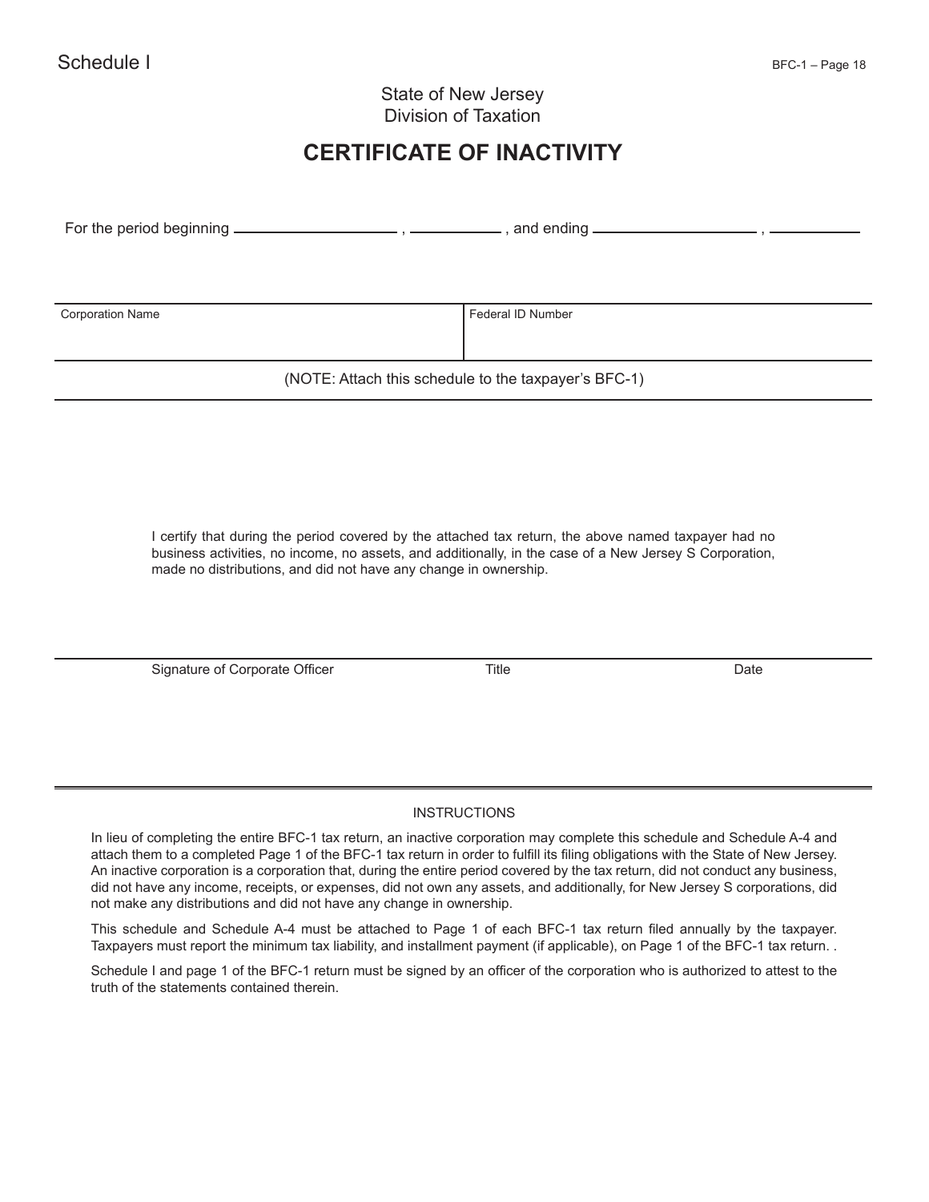Schedule I

State of New Jersey
Division of Taxation

# CERTIFICATE OF INACTIVITY

For the period beginning ____________________ , ____________ , and ending ____________________ , ____________

| Corporation Name | Federal ID Number |
|---|---|
| | |

(NOTE: Attach this schedule to the taxpayer's BFC-1)

I certify that during the period covered by the attached tax return, the above named taxpayer had no business activities, no income, no assets, and additionally, in the case of a New Jersey S Corporation, made no distributions, and did not have any change in ownership.

| Signature of Corporate Officer | Title | Date |
|---|---|---|

INSTRUCTIONS

In lieu of completing the entire BFC-1 tax return, an inactive corporation may complete this schedule and Schedule A-4 and attach them to a completed Page 1 of the BFC-1 tax return in order to fulfill its filing obligations with the State of New Jersey. An inactive corporation is a corporation that, during the entire period covered by the tax return, did not conduct any business, did not have any income, receipts, or expenses, did not own any assets, and additionally, for New Jersey S corporations, did not make any distributions and did not have any change in ownership.

This schedule and Schedule A-4 must be attached to Page 1 of each BFC-1 tax return filed annually by the taxpayer. Taxpayers must report the minimum tax liability, and installment payment (if applicable), on Page 1 of the BFC-1 tax return. .

Schedule I and page 1 of the BFC-1 return must be signed by an officer of the corporation who is authorized to attest to the truth of the statements contained therein.